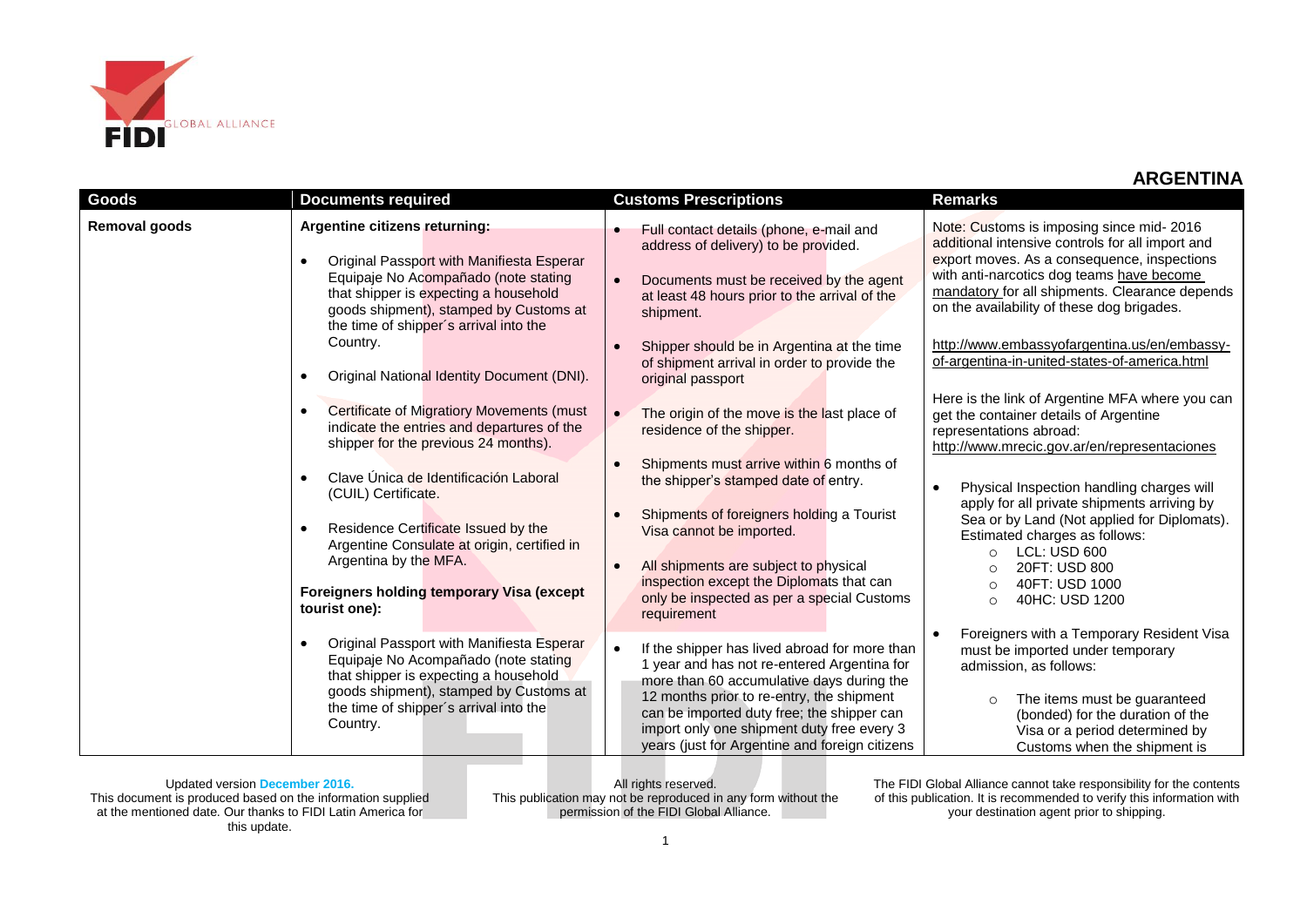## ARGENTINA

| Goods | Documents required | Customs Prescriptions | Remarks |
|---|---|---|---|
| **Removal goods** | **Argentine citizens returning:**<br><br>• Original Passport with Manifiesta Esperar Equipaje No Acompañado (note stating that shipper is expecting a household goods shipment), stamped by Customs at the time of shipper´s arrival into the Country.<br><br>• Original National Identity Document (DNI).<br><br>• Certificate of Migratiory Movements (must indicate the entries and departures of the shipper for the previous 24 months).<br><br>• Clave Única de Identificación Laboral (CUIL) Certificate.<br><br>• Residence Certificate Issued by the Argentine Consulate at origin, certified in Argentina by the MFA.<br><br>**Foreigners holding temporary Visa (except tourist one):**<br><br>• Original Passport with Manifiesta Esperar Equipaje No Acompañado (note stating that shipper is expecting a household goods shipment), stamped by Customs at the time of shipper´s arrival into the Country. | • Full contact details (phone, e-mail and address of delivery) to be provided.<br><br>• Documents must be received by the agent at least 48 hours prior to the arrival of the shipment.<br><br>• Shipper should be in Argentina at the time of shipment arrival in order to provide the original passport<br><br>• The origin of the move is the last place of residence of the shipper.<br><br>• Shipments must arrive within 6 months of the shipper's stamped date of entry.<br><br>• Shipments of foreigners holding a Tourist Visa cannot be imported.<br><br>• All shipments are subject to physical inspection except the Diplomats that can only be inspected as per a special Customs requirement<br><br>• If the shipper has lived abroad for more than 1 year and has not re-entered Argentina for more than 60 accumulative days during the 12 months prior to re-entry, the shipment can be imported duty free; the shipper can import only one shipment duty free every 3 years (just for Argentine and foreign citizens | Note: Customs is imposing since mid- 2016 additional intensive controls for all import and export moves. As a consequence, inspections with anti-narcotics dog teams have become mandatory for all shipments. Clearance depends on the availability of these dog brigades.<br><br>http://www.embassyofargentina.us/en/embassy-of-argentina-in-united-states-of-america.html<br><br>Here is the link of Argentine MFA where you can get the container details of Argentine representations abroad: http://www.mrecic.gov.ar/en/representaciones<br><br>• Physical Inspection handling charges will apply for all private shipments arriving by Sea or by Land (Not applied for Diplomats). Estimated charges as follows:<br>  ○ LCL: USD 600<br>  ○ 20FT: USD 800<br>  ○ 40FT: USD 1000<br>  ○ 40HC: USD 1200<br><br>• Foreigners with a Temporary Resident Visa must be imported under temporary admission, as follows:<br><br>  ○ The items must be guaranteed (bonded) for the duration of the Visa or a period determined by Customs when the shipment is |

Updated version **December 2016.**
This document is produced based on the information supplied at the mentioned date. Our thanks to FIDI Latin America for this update.

All rights reserved.
This publication may not be reproduced in any form without the permission of the FIDI Global Alliance.

The FIDI Global Alliance cannot take responsibility for the contents of this publication. It is recommended to verify this information with your destination agent prior to shipping.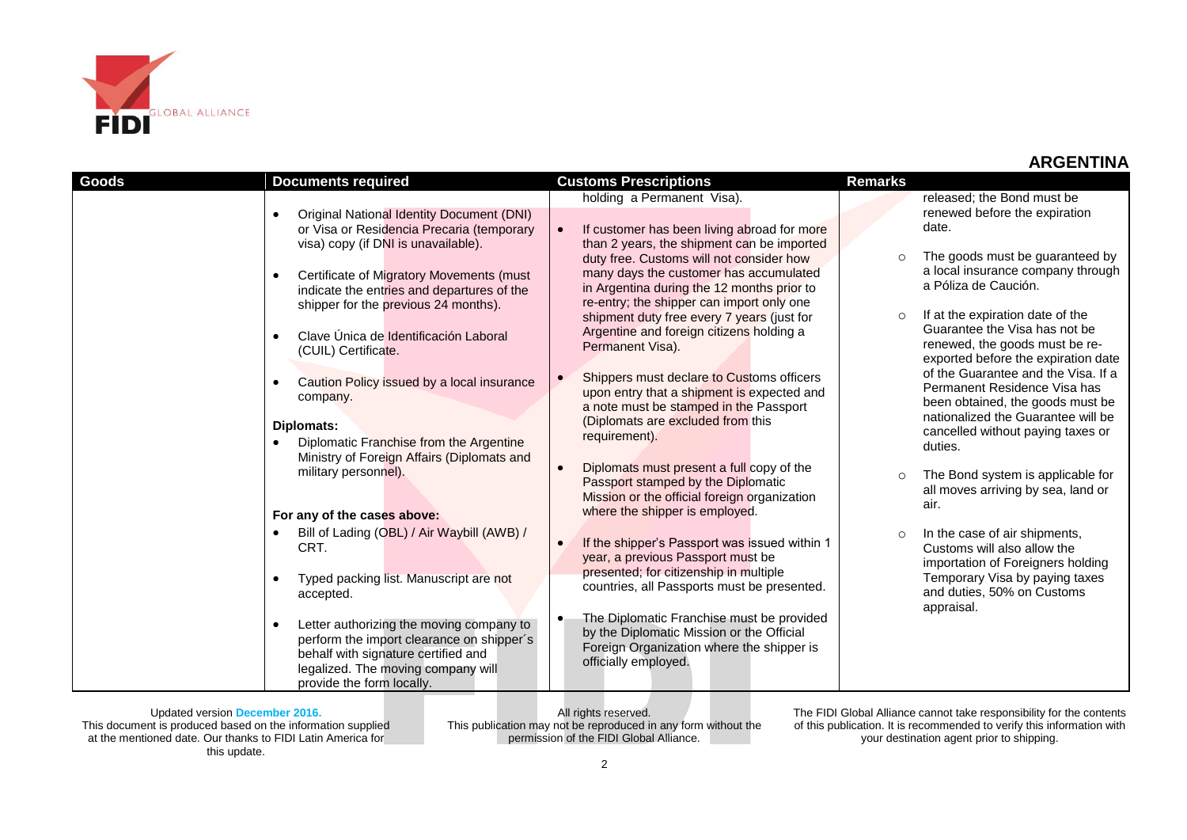## ARGENTINA

| Goods | Documents required | Customs Prescriptions | Remarks |
|---|---|---|---|
| | • Original National Identity Document (DNI) or Visa or Residencia Precaria (temporary visa) copy (if DNI is unavailable).<br><br>• Certificate of Migratory Movements (must indicate the entries and departures of the shipper for the previous 24 months).<br><br>• Clave Única de Identificación Laboral (CUIL) Certificate.<br><br>• Caution Policy issued by a local insurance company.<br><br>**Diplomats:**<br>• Diplomatic Franchise from the Argentine Ministry of Foreign Affairs (Diplomats and military personnel).<br><br>**For any of the cases above:**<br>• Bill of Lading (OBL) / Air Waybill (AWB) / CRT.<br><br>• Typed packing list. Manuscript are not accepted.<br><br>• Letter authorizing the moving company to perform the import clearance on shipper´s behalf with signature certified and legalized. The moving company will provide the form locally. | holding a Permanent Visa).<br><br>• If customer has been living abroad for more than 2 years, the shipment can be imported duty free. Customs will not consider how many days the customer has accumulated in Argentina during the 12 months prior to re-entry; the shipper can import only one shipment duty free every 7 years (just for Argentine and foreign citizens holding a Permanent Visa).<br><br>• Shippers must declare to Customs officers upon entry that a shipment is expected and a note must be stamped in the Passport (Diplomats are excluded from this requirement).<br><br>• Diplomats must present a full copy of the Passport stamped by the Diplomatic Mission or the official foreign organization where the shipper is employed.<br><br>• If the shipper's Passport was issued within 1 year, a previous Passport must be presented; for citizenship in multiple countries, all Passports must be presented.<br><br>• The Diplomatic Franchise must be provided by the Diplomatic Mission or the Official Foreign Organization where the shipper is officially employed. | released; the Bond must be renewed before the expiration date.<br><br>○ The goods must be guaranteed by a local insurance company through a Póliza de Caución.<br><br>○ If at the expiration date of the Guarantee the Visa has not be renewed, the goods must be re-exported before the expiration date of the Guarantee and the Visa. If a Permanent Residence Visa has been obtained, the goods must be nationalized the Guarantee will be cancelled without paying taxes or duties.<br><br>○ The Bond system is applicable for all moves arriving by sea, land or air.<br><br>○ In the case of air shipments, Customs will also allow the importation of Foreigners holding Temporary Visa by paying taxes and duties, 50% on Customs appraisal. |

Updated version December 2016.
This document is produced based on the information supplied at the mentioned date. Our thanks to FIDI Latin America for this update.

All rights reserved.
This publication may not be reproduced in any form without the permission of the FIDI Global Alliance.

The FIDI Global Alliance cannot take responsibility for the contents of this publication. It is recommended to verify this information with your destination agent prior to shipping.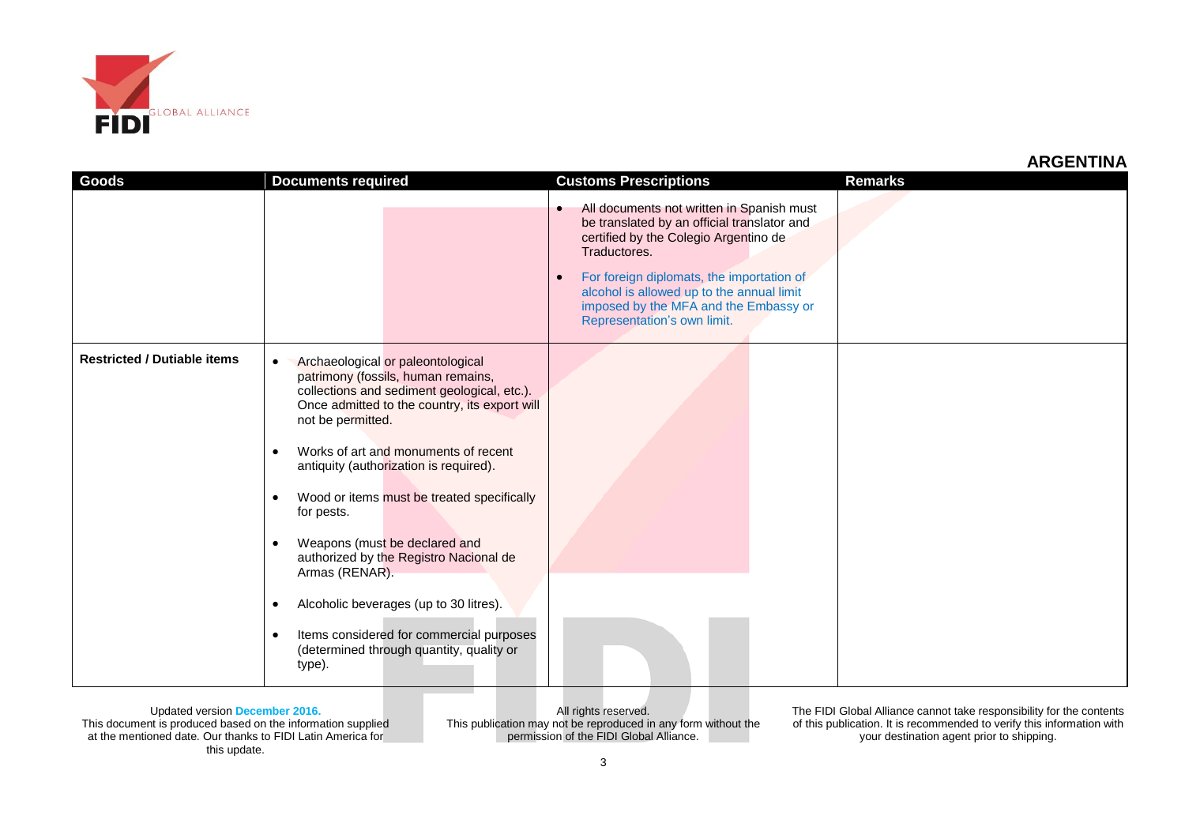## ARGENTINA

| Goods | Documents required | Customs Prescriptions | Remarks |
|---|---|---|---|
| | | • All documents not written in Spanish must be translated by an official translator and certified by the Colegio Argentino de Traductores.<br><br>• For foreign diplomats, the importation of alcohol is allowed up to the annual limit imposed by the MFA and the Embassy or Representation's own limit. | |
| **Restricted / Dutiable items** | • Archaeological or paleontological patrimony (fossils, human remains, collections and sediment geological, etc.). Once admitted to the country, its export will not be permitted.<br><br>• Works of art and monuments of recent antiquity (authorization is required).<br><br>• Wood or items must be treated specifically for pests.<br><br>• Weapons (must be declared and authorized by the Registro Nacional de Armas (RENAR).<br><br>• Alcoholic beverages (up to 30 litres).<br><br>• Items considered for commercial purposes (determined through quantity, quality or type). | | |

Updated version December 2016.
This document is produced based on the information supplied at the mentioned date. Our thanks to FIDI Latin America for this update.

All rights reserved.
This publication may not be reproduced in any form without the permission of the FIDI Global Alliance.

The FIDI Global Alliance cannot take responsibility for the contents of this publication. It is recommended to verify this information with your destination agent prior to shipping.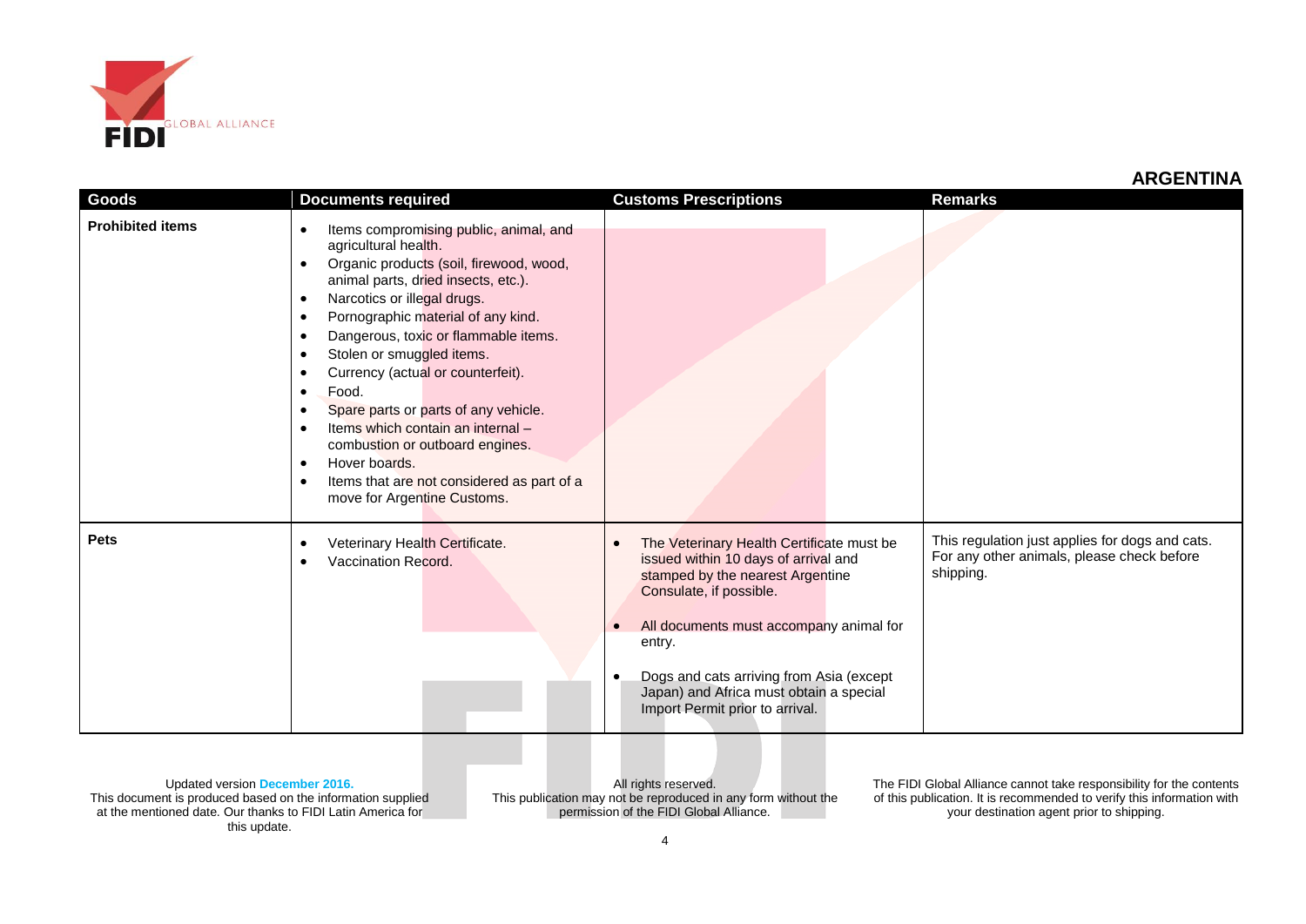## ARGENTINA

| Goods | Documents required | Customs Prescriptions | Remarks |
|---|---|---|---|
| **Prohibited items** | • Items compromising public, animal, and agricultural health.<br>• Organic products (soil, firewood, wood, animal parts, dried insects, etc.).<br>• Narcotics or illegal drugs.<br>• Pornographic material of any kind.<br>• Dangerous, toxic or flammable items.<br>• Stolen or smuggled items.<br>• Currency (actual or counterfeit).<br>• Food.<br>• Spare parts or parts of any vehicle.<br>• Items which contain an internal – combustion or outboard engines.<br>• Hover boards.<br>• Items that are not considered as part of a move for Argentine Customs. | | |
| **Pets** | • Veterinary Health Certificate.<br>• Vaccination Record. | • The Veterinary Health Certificate must be issued within 10 days of arrival and stamped by the nearest Argentine Consulate, if possible.<br>• All documents must accompany animal for entry.<br>• Dogs and cats arriving from Asia (except Japan) and Africa must obtain a special Import Permit prior to arrival. | This regulation just applies for dogs and cats. For any other animals, please check before shipping. |

Updated version December 2016.
This document is produced based on the information supplied at the mentioned date. Our thanks to FIDI Latin America for this update.

All rights reserved.
This publication may not be reproduced in any form without the permission of the FIDI Global Alliance.

The FIDI Global Alliance cannot take responsibility for the contents of this publication. It is recommended to verify this information with your destination agent prior to shipping.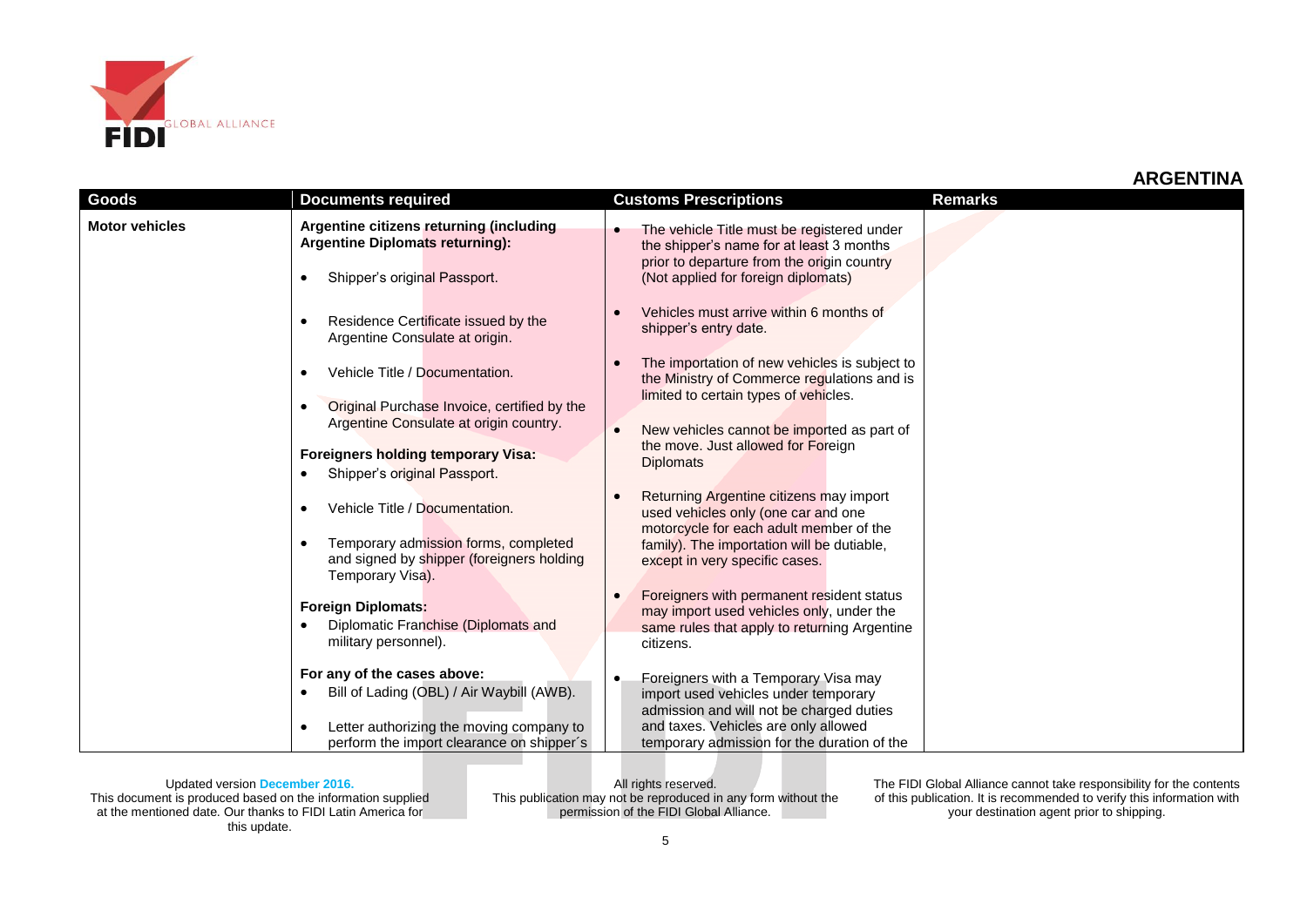## ARGENTINA

| Goods | Documents required | Customs Prescriptions | Remarks |
|---|---|---|---|
| **Motor vehicles** | **Argentine citizens returning (including Argentine Diplomats returning):**<br>• Shipper's original Passport.<br>• Residence Certificate issued by the Argentine Consulate at origin.<br>• Vehicle Title / Documentation.<br>• Original Purchase Invoice, certified by the Argentine Consulate at origin country.<br>**Foreigners holding temporary Visa:**<br>• Shipper's original Passport.<br>• Vehicle Title / Documentation.<br>• Temporary admission forms, completed and signed by shipper (foreigners holding Temporary Visa).<br>**Foreign Diplomats:**<br>• Diplomatic Franchise (Diplomats and military personnel).<br>**For any of the cases above:**<br>• Bill of Lading (OBL) / Air Waybill (AWB).<br>• Letter authorizing the moving company to perform the import clearance on shipper´s | • The vehicle Title must be registered under the shipper's name for at least 3 months prior to departure from the origin country (Not applied for foreign diplomats)<br>• Vehicles must arrive within 6 months of shipper's entry date.<br>• The importation of new vehicles is subject to the Ministry of Commerce regulations and is limited to certain types of vehicles.<br>• New vehicles cannot be imported as part of the move. Just allowed for Foreign Diplomats<br>• Returning Argentine citizens may import used vehicles only (one car and one motorcycle for each adult member of the family). The importation will be dutiable, except in very specific cases.<br>• Foreigners with permanent resident status may import used vehicles only, under the same rules that apply to returning Argentine citizens.<br>• Foreigners with a Temporary Visa may import used vehicles under temporary admission and will not be charged duties and taxes. Vehicles are only allowed temporary admission for the duration of the | |

Updated version December 2016.
This document is produced based on the information supplied at the mentioned date. Our thanks to FIDI Latin America for this update.

All rights reserved.
This publication may not be reproduced in any form without the permission of the FIDI Global Alliance.

The FIDI Global Alliance cannot take responsibility for the contents of this publication. It is recommended to verify this information with your destination agent prior to shipping.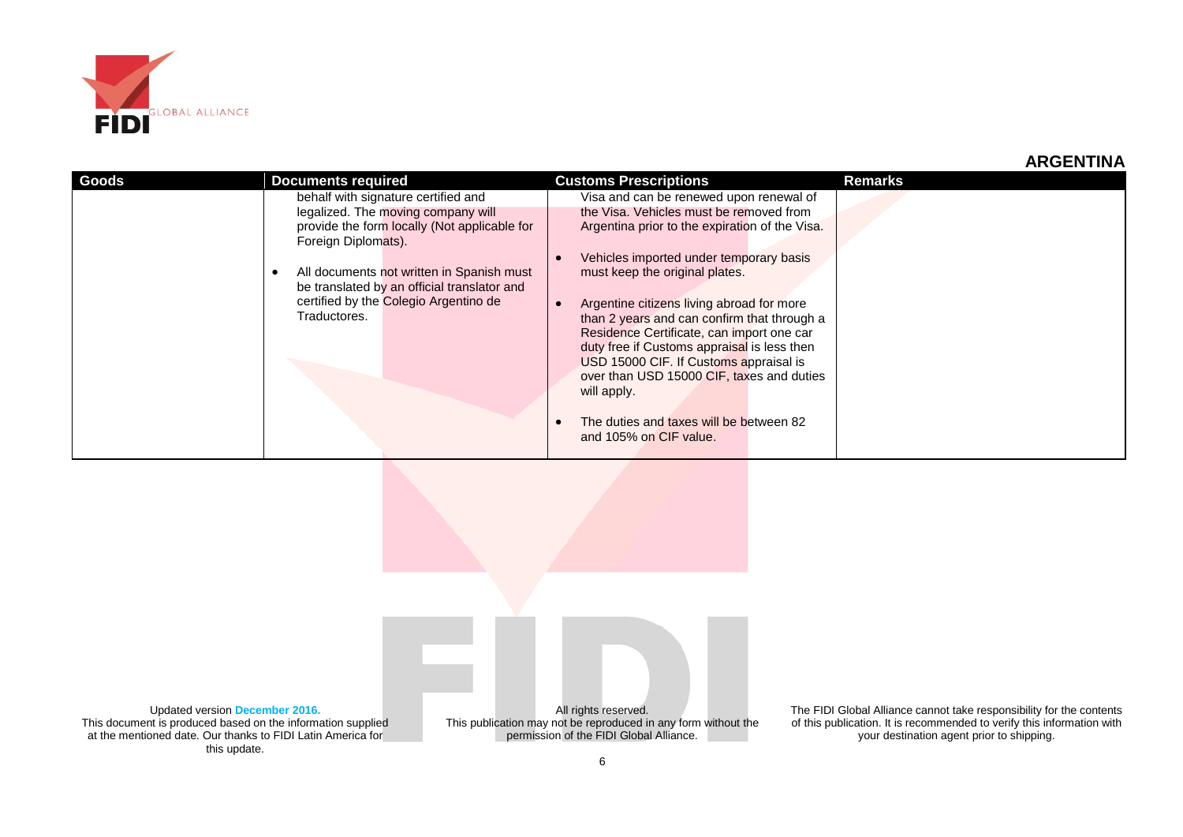## ARGENTINA

| Goods | Documents required | Customs Prescriptions | Remarks |
|---|---|---|---|
| | behalf with signature certified and legalized. The moving company will provide the form locally (Not applicable for Foreign Diplomats).<br><br>• All documents not written in Spanish must be translated by an official translator and certified by the Colegio Argentino de Traductores. | Visa and can be renewed upon renewal of the Visa. Vehicles must be removed from Argentina prior to the expiration of the Visa.<br><br>• Vehicles imported under temporary basis must keep the original plates.<br><br>• Argentine citizens living abroad for more than 2 years and can confirm that through a Residence Certificate, can import one car duty free if Customs appraisal is less then USD 15000 CIF. If Customs appraisal is over than USD 15000 CIF, taxes and duties will apply.<br><br>• The duties and taxes will be between 82 and 105% on CIF value. | |

Updated version **December 2016.**
This document is produced based on the information supplied at the mentioned date. Our thanks to FIDI Latin America for this update.

All rights reserved.
This publication may not be reproduced in any form without the permission of the FIDI Global Alliance.

The FIDI Global Alliance cannot take responsibility for the contents of this publication. It is recommended to verify this information with your destination agent prior to shipping.